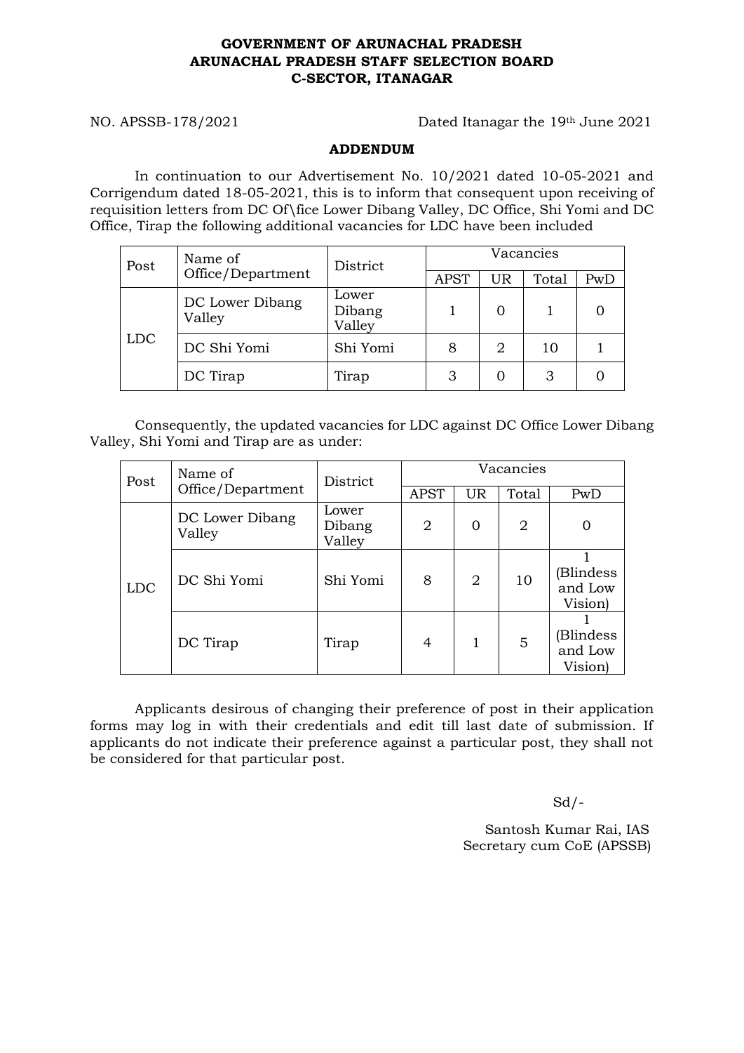**GOVERNMENT OF ARUNACHAL PRADESH**
**ARUNACHAL PRADESH STAFF SELECTION BOARD**
**C-SECTOR, ITANAGAR**

NO. APSSB-178/2021 Dated Itanagar the 19th June 2021

**ADDENDUM**

In continuation to our Advertisement No. 10/2021 dated 10-05-2021 and Corrigendum dated 18-05-2021, this is to inform that consequent upon receiving of requisition letters from DC Of\fice Lower Dibang Valley, DC Office, Shi Yomi and DC Office, Tirap the following additional vacancies for LDC have been included

| Post | Name of Office/Department | District | Vacancies | | | |
|---|---|---|---|---|---|---|
| | | | APST | UR | Total | PwD |
| LDC | DC Lower Dibang Valley | Lower Dibang Valley | 1 | 0 | 1 | 0 |
| | DC Shi Yomi | Shi Yomi | 8 | 2 | 10 | 1 |
| | DC Tirap | Tirap | 3 | 0 | 3 | 0 |

Consequently, the updated vacancies for LDC against DC Office Lower Dibang Valley, Shi Yomi and Tirap are as under:

| Post | Name of Office/Department | District | Vacancies | | | |
|---|---|---|---|---|---|---|
| | | | APST | UR | Total | PwD |
| LDC | DC Lower Dibang Valley | Lower Dibang Valley | 2 | 0 | 2 | 0 |
| | DC Shi Yomi | Shi Yomi | 8 | 2 | 10 | 1 (Blindess and Low Vision) |
| | DC Tirap | Tirap | 4 | 1 | 5 | 1 (Blindess and Low Vision) |

Applicants desirous of changing their preference of post in their application forms may log in with their credentials and edit till last date of submission. If applicants do not indicate their preference against a particular post, they shall not be considered for that particular post.

Sd/-

Santosh Kumar Rai, IAS
Secretary cum CoE (APSSB)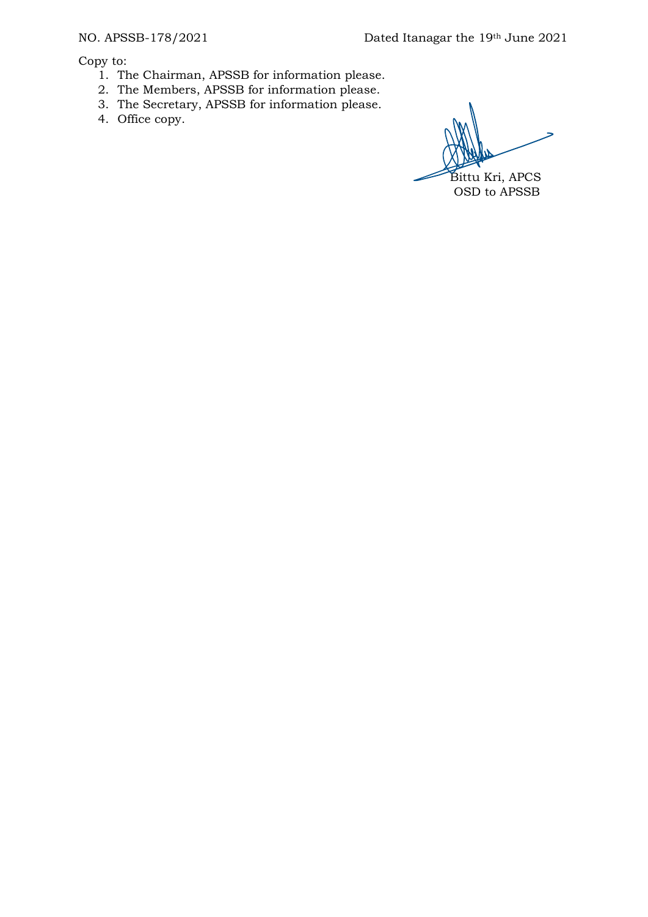NO. APSSB-178/2021 Dated Itanagar the 19th June 2021

Copy to:

1. The Chairman, APSSB for information please.
2. The Members, APSSB for information please.
3. The Secretary, APSSB for information please.
4. Office copy.

Bittu Kri, APCS
OSD to APSSB